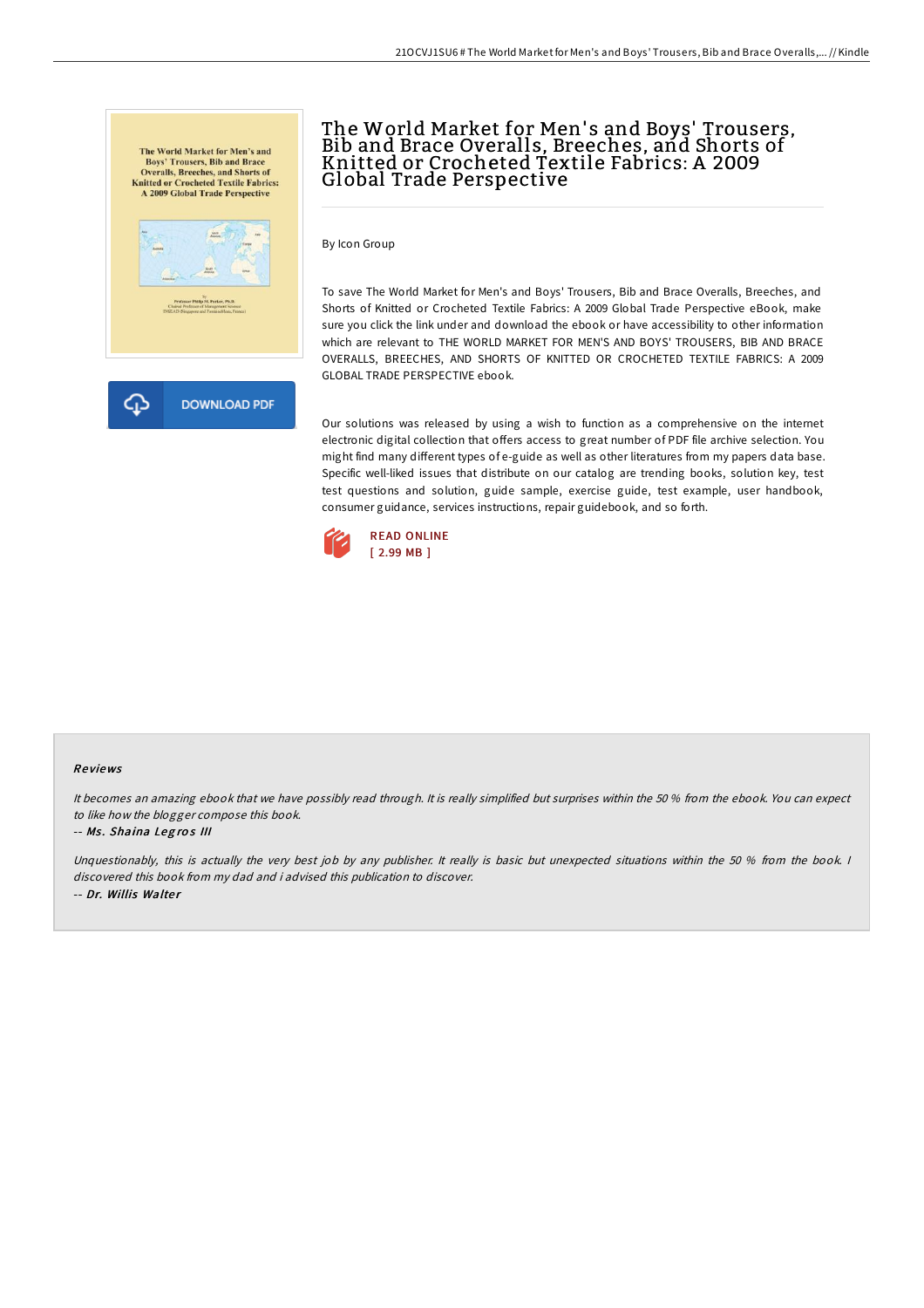# The World Market for Men's and Boys' Trousers, Bib and Brace Overalls, Breeches, and Shorts of Knitted or Crocheted Textile Fabrics: A 2009 Global Trade Perspective

By Icon Group

To save The World Market for Men's and Boys' Trousers, Bib and Brace Overalls, Breeches, and Shorts of Knitted or Crocheted Textile Fabrics: A 2009 Global Trade Perspective eBook, make sure you click the link under and download the ebook or have accessibility to other information which are relevant to THE WORLD MARKET FOR MEN'S AND BOYS' TROUSERS, BIB AND BRACE OVERALLS, BREECHES, AND SHORTS OF KNITTED OR CROCHETED TEXTILE FABRICS: A 2009 GLOBAL TRADE PERSPECTIVE ebook.

Our solutions was released by using a wish to function as a comprehensive on the internet electronic digital collection that offers access to great number of PDF file archive selection. You might find many different types of e-guide as well as other literatures from my papers data base. Specific well-liked issues that distribute on our catalog are trending books, solution key, test test questions and solution, guide sample, exercise guide, test example, user handbook, consumer guidance, services instructions, repair guidebook, and so forth.

DOWNLOAD PDF

READ ONLINE
[ 2.99 MB ]

## Reviews

*It becomes an amazing ebook that we have possibly read through. It is really simplified but surprises within the 50 % from the ebook. You can expect to like how the blogger compose this book.*

-- ***Ms. Shaina Legros III***

*Unquestionably, this is actually the very best job by any publisher. It really is basic but unexpected situations within the 50 % from the book. I discovered this book from my dad and i advised this publication to discover.*

-- ***Dr. Willis Walter***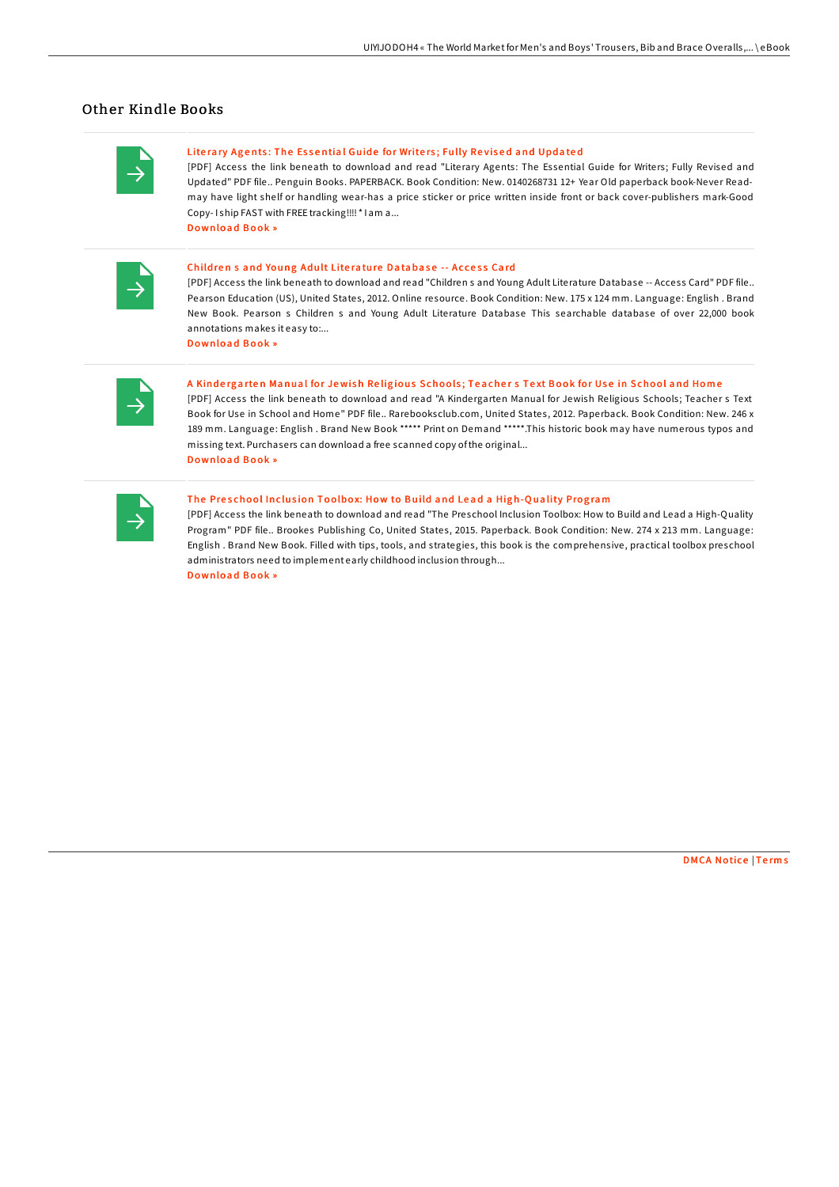## Other Kindle Books

### Literary Agents: The Essential Guide for Writers; Fully Revised and Updated

[PDF] Access the link beneath to download and read "Literary Agents: The Essential Guide for Writers; Fully Revised and Updated" PDF file.. Penguin Books. PAPERBACK. Book Condition: New. 0140268731 12+ Year Old paperback book-Never Read-may have light shelf or handling wear-has a price sticker or price written inside front or back cover-publishers mark-Good Copy- I ship FAST with FREE tracking!!!! * I am a...

Download Book »

### Children s and Young Adult Literature Database -- Access Card

[PDF] Access the link beneath to download and read "Children s and Young Adult Literature Database -- Access Card" PDF file.. Pearson Education (US), United States, 2012. Online resource. Book Condition: New. 175 x 124 mm. Language: English . Brand New Book. Pearson s Children s and Young Adult Literature Database This searchable database of over 22,000 book annotations makes it easy to:...

Download Book »

### A Kindergarten Manual for Jewish Religious Schools; Teacher s Text Book for Use in School and Home

[PDF] Access the link beneath to download and read "A Kindergarten Manual for Jewish Religious Schools; Teacher s Text Book for Use in School and Home" PDF file.. Rarebooksclub.com, United States, 2012. Paperback. Book Condition: New. 246 x 189 mm. Language: English . Brand New Book ***** Print on Demand *****.This historic book may have numerous typos and missing text. Purchasers can download a free scanned copy of the original...

Download Book »

### The Preschool Inclusion Toolbox: How to Build and Lead a High-Quality Program

[PDF] Access the link beneath to download and read "The Preschool Inclusion Toolbox: How to Build and Lead a High-Quality Program" PDF file.. Brookes Publishing Co, United States, 2015. Paperback. Book Condition: New. 274 x 213 mm. Language: English . Brand New Book. Filled with tips, tools, and strategies, this book is the comprehensive, practical toolbox preschool administrators need to implement early childhood inclusion through...

Download Book »